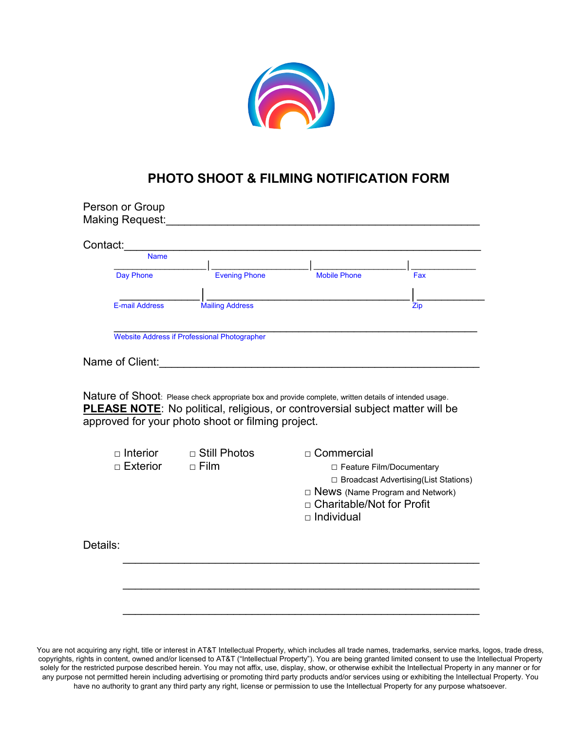# PHOTO SHOOT & FILMING NOTIFICATION FORM

Person or Group
Making Request:___________________________________________________

Contact:___________________________________________________

Name

_________________ | _________________ | _________________ | ____________

Day Phone | Evening Phone | Mobile Phone | Fax

______________ | ______________________________________ | ____________

E-mail Address | Mailing Address | Zip

______________________________________________________________

Website Address if Professional Photographer

Name of Client:___________________________________________________

Nature of Shoot: Please check appropriate box and provide complete, written details of intended usage.

**PLEASE NOTE**: No political, religious, or controversial subject matter will be approved for your photo shoot or filming project.

- □ Interior
- □ Exterior

- □ Still Photos
- □ Film

- □ Commercial
  - □ Feature Film/Documentary
  - □ Broadcast Advertising(List Stations)
- □ News (Name Program and Network)
- □ Charitable/Not for Profit
- □ Individual

Details:

______________________________________________________________

______________________________________________________________

______________________________________________________________

You are not acquiring any right, title or interest in AT&T Intellectual Property, which includes all trade names, trademarks, service marks, logos, trade dress, copyrights, rights in content, owned and/or licensed to AT&T ("Intellectual Property"). You are being granted limited consent to use the Intellectual Property solely for the restricted purpose described herein. You may not affix, use, display, show, or otherwise exhibit the Intellectual Property in any manner or for any purpose not permitted herein including advertising or promoting third party products and/or services using or exhibiting the Intellectual Property. You have no authority to grant any third party any right, license or permission to use the Intellectual Property for any purpose whatsoever.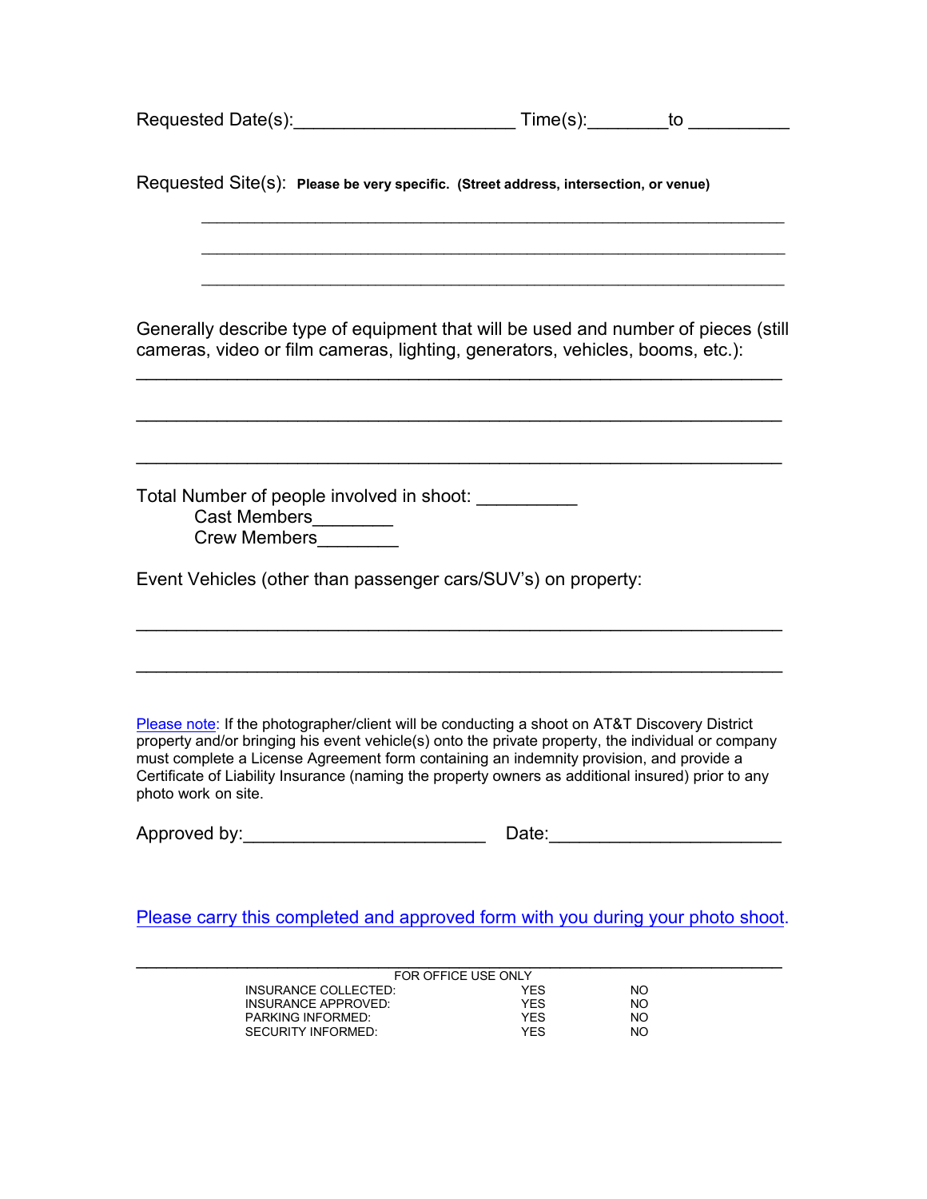Requested Date(s):_____________________ Time(s):________to __________

Requested Site(s): **Please be very specific. (Street address, intersection, or venue)**

_______________________________________________________

_______________________________________________________

_______________________________________________________

Generally describe type of equipment that will be used and number of pieces (still cameras, video or film cameras, lighting, generators, vehicles, booms, etc.):

_______________________________________________________

_______________________________________________________

_______________________________________________________

Total Number of people involved in shoot: __________

Cast Members________

Crew Members________

Event Vehicles (other than passenger cars/SUV's) on property:

_______________________________________________________

_______________________________________________________

Please note: If the photographer/client will be conducting a shoot on AT&T Discovery District property and/or bringing his event vehicle(s) onto the private property, the individual or company must complete a License Agreement form containing an indemnity provision, and provide a Certificate of Liability Insurance (naming the property owners as additional insured) prior to any photo work on site.

Approved by:________________________ Date:_______________________

Please carry this completed and approved form with you during your photo shoot.

FOR OFFICE USE ONLY

| | | |
|---|---|---|
| INSURANCE COLLECTED: | YES | NO |
| INSURANCE APPROVED: | YES | NO |
| PARKING INFORMED: | YES | NO |
| SECURITY INFORMED: | YES | NO |